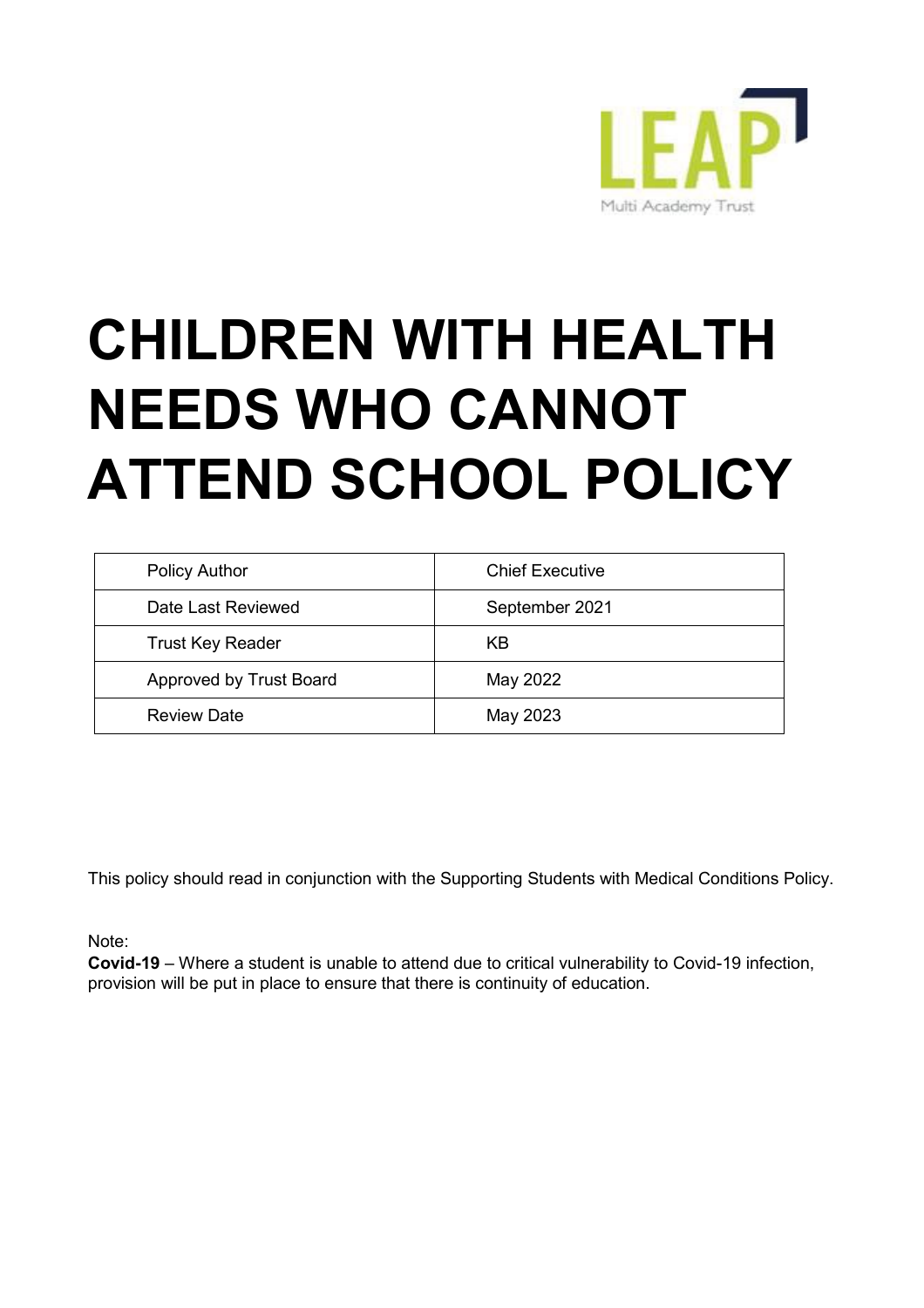LEAP

Multi Academy Trust

# CHILDREN WITH HEALTH NEEDS WHO CANNOT ATTEND SCHOOL POLICY

| | |
|---|---|
| Policy Author | Chief Executive |
| Date Last Reviewed | September 2021 |
| Trust Key Reader | KB |
| Approved by Trust Board | May 2022 |
| Review Date | May 2023 |

This policy should read in conjunction with the Supporting Students with Medical Conditions Policy.

Note:

**Covid-19** – Where a student is unable to attend due to critical vulnerability to Covid-19 infection, provision will be put in place to ensure that there is continuity of education.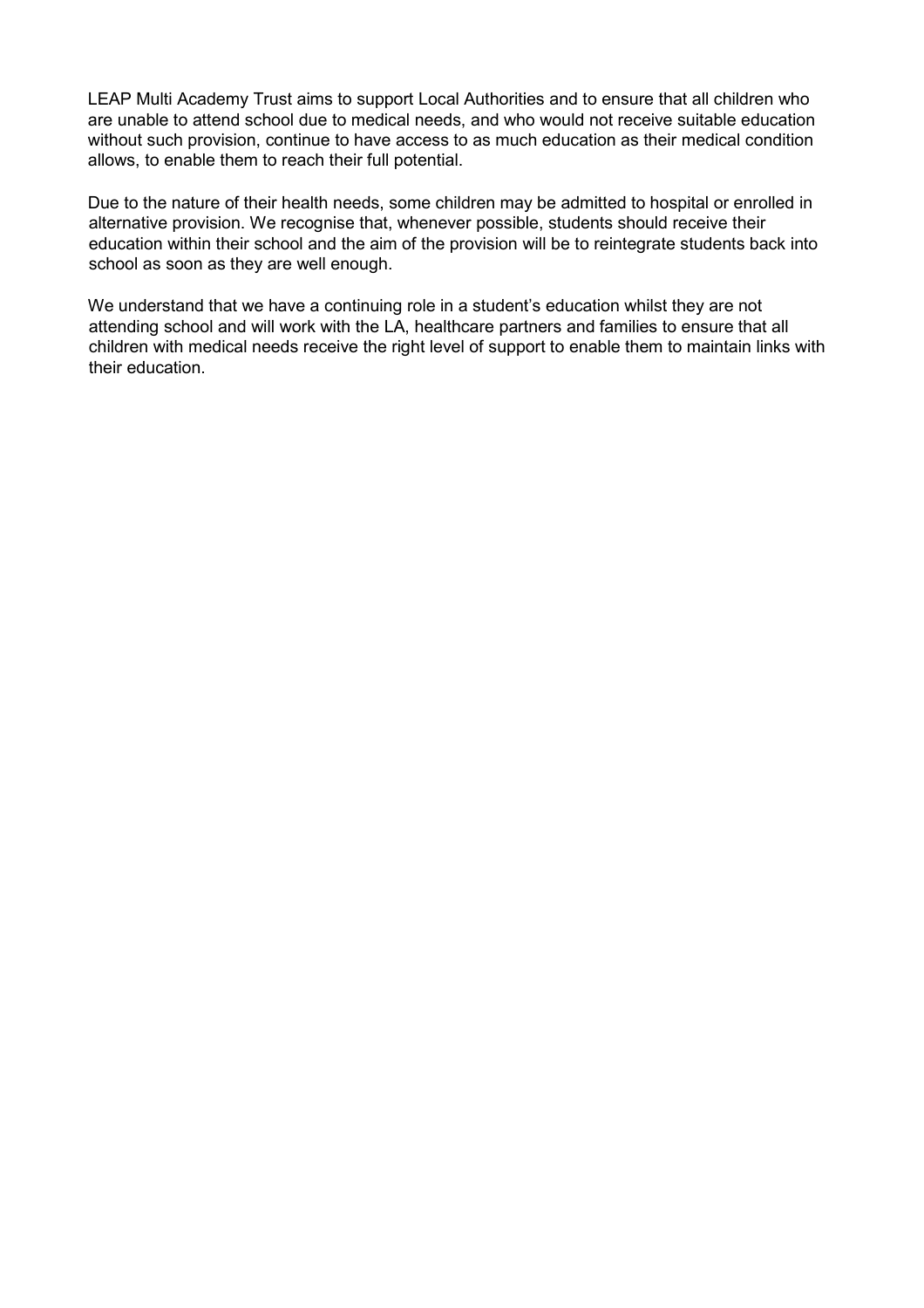LEAP Multi Academy Trust aims to support Local Authorities and to ensure that all children who are unable to attend school due to medical needs, and who would not receive suitable education without such provision, continue to have access to as much education as their medical condition allows, to enable them to reach their full potential.

Due to the nature of their health needs, some children may be admitted to hospital or enrolled in alternative provision. We recognise that, whenever possible, students should receive their education within their school and the aim of the provision will be to reintegrate students back into school as soon as they are well enough.

We understand that we have a continuing role in a student's education whilst they are not attending school and will work with the LA, healthcare partners and families to ensure that all children with medical needs receive the right level of support to enable them to maintain links with their education.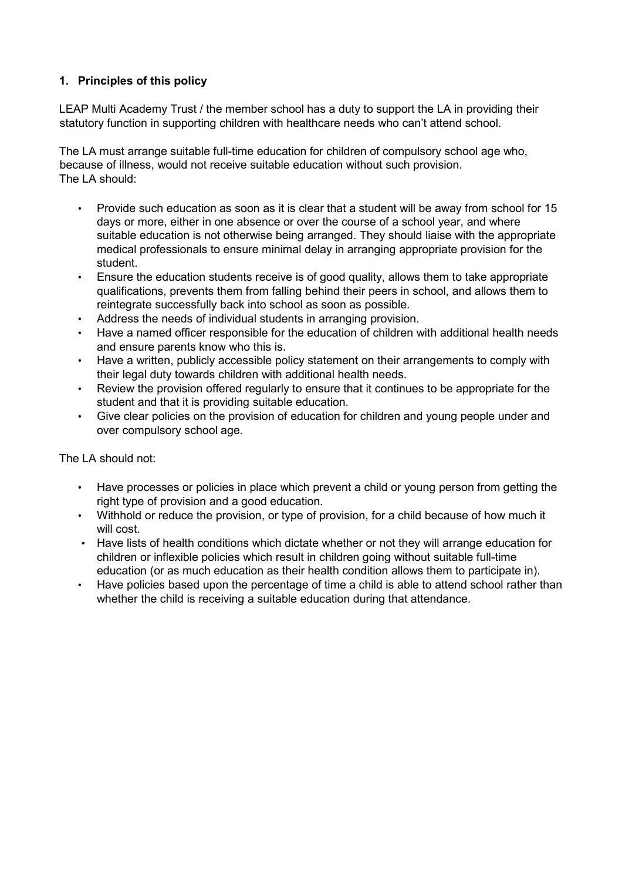## 1. Principles of this policy

LEAP Multi Academy Trust / the member school has a duty to support the LA in providing their statutory function in supporting children with healthcare needs who can't attend school.

The LA must arrange suitable full-time education for children of compulsory school age who, because of illness, would not receive suitable education without such provision.
The LA should:

- Provide such education as soon as it is clear that a student will be away from school for 15 days or more, either in one absence or over the course of a school year, and where suitable education is not otherwise being arranged. They should liaise with the appropriate medical professionals to ensure minimal delay in arranging appropriate provision for the student.
- Ensure the education students receive is of good quality, allows them to take appropriate qualifications, prevents them from falling behind their peers in school, and allows them to reintegrate successfully back into school as soon as possible.
- Address the needs of individual students in arranging provision.
- Have a named officer responsible for the education of children with additional health needs and ensure parents know who this is.
- Have a written, publicly accessible policy statement on their arrangements to comply with their legal duty towards children with additional health needs.
- Review the provision offered regularly to ensure that it continues to be appropriate for the student and that it is providing suitable education.
- Give clear policies on the provision of education for children and young people under and over compulsory school age.

The LA should not:

- Have processes or policies in place which prevent a child or young person from getting the right type of provision and a good education.
- Withhold or reduce the provision, or type of provision, for a child because of how much it will cost.
- Have lists of health conditions which dictate whether or not they will arrange education for children or inflexible policies which result in children going without suitable full-time education (or as much education as their health condition allows them to participate in).
- Have policies based upon the percentage of time a child is able to attend school rather than whether the child is receiving a suitable education during that attendance.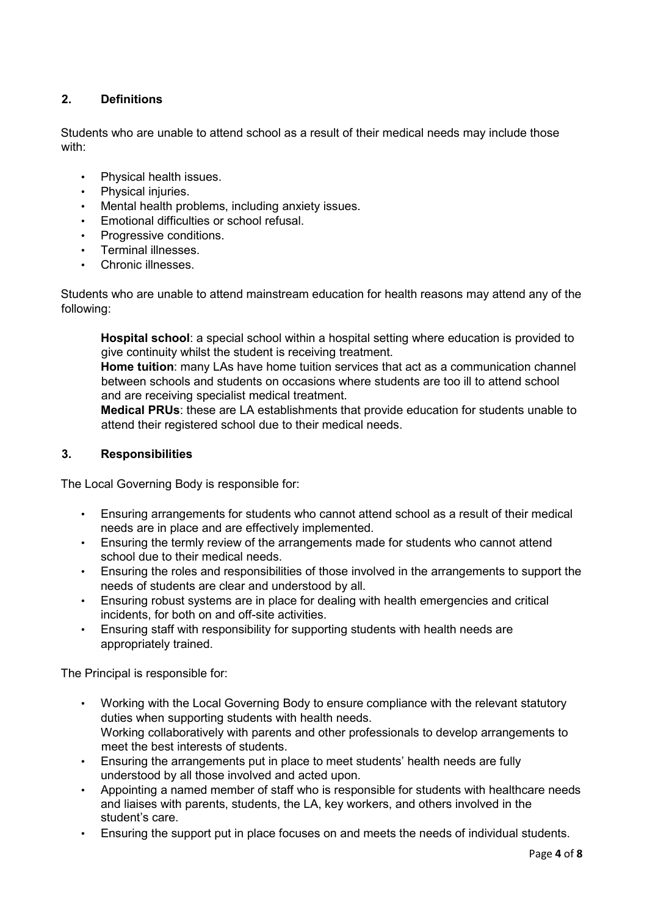## 2. Definitions

Students who are unable to attend school as a result of their medical needs may include those with:

- Physical health issues.
- Physical injuries.
- Mental health problems, including anxiety issues.
- Emotional difficulties or school refusal.
- Progressive conditions.
- Terminal illnesses.
- Chronic illnesses.

Students who are unable to attend mainstream education for health reasons may attend any of the following:

**Hospital school**: a special school within a hospital setting where education is provided to give continuity whilst the student is receiving treatment.
**Home tuition**: many LAs have home tuition services that act as a communication channel between schools and students on occasions where students are too ill to attend school and are receiving specialist medical treatment.
**Medical PRUs**: these are LA establishments that provide education for students unable to attend their registered school due to their medical needs.

## 3. Responsibilities

The Local Governing Body is responsible for:

- Ensuring arrangements for students who cannot attend school as a result of their medical needs are in place and are effectively implemented.
- Ensuring the termly review of the arrangements made for students who cannot attend school due to their medical needs.
- Ensuring the roles and responsibilities of those involved in the arrangements to support the needs of students are clear and understood by all.
- Ensuring robust systems are in place for dealing with health emergencies and critical incidents, for both on and off-site activities.
- Ensuring staff with responsibility for supporting students with health needs are appropriately trained.

The Principal is responsible for:

- Working with the Local Governing Body to ensure compliance with the relevant statutory duties when supporting students with health needs.
  Working collaboratively with parents and other professionals to develop arrangements to meet the best interests of students.
- Ensuring the arrangements put in place to meet students' health needs are fully understood by all those involved and acted upon.
- Appointing a named member of staff who is responsible for students with healthcare needs and liaises with parents, students, the LA, key workers, and others involved in the student's care.
- Ensuring the support put in place focuses on and meets the needs of individual students.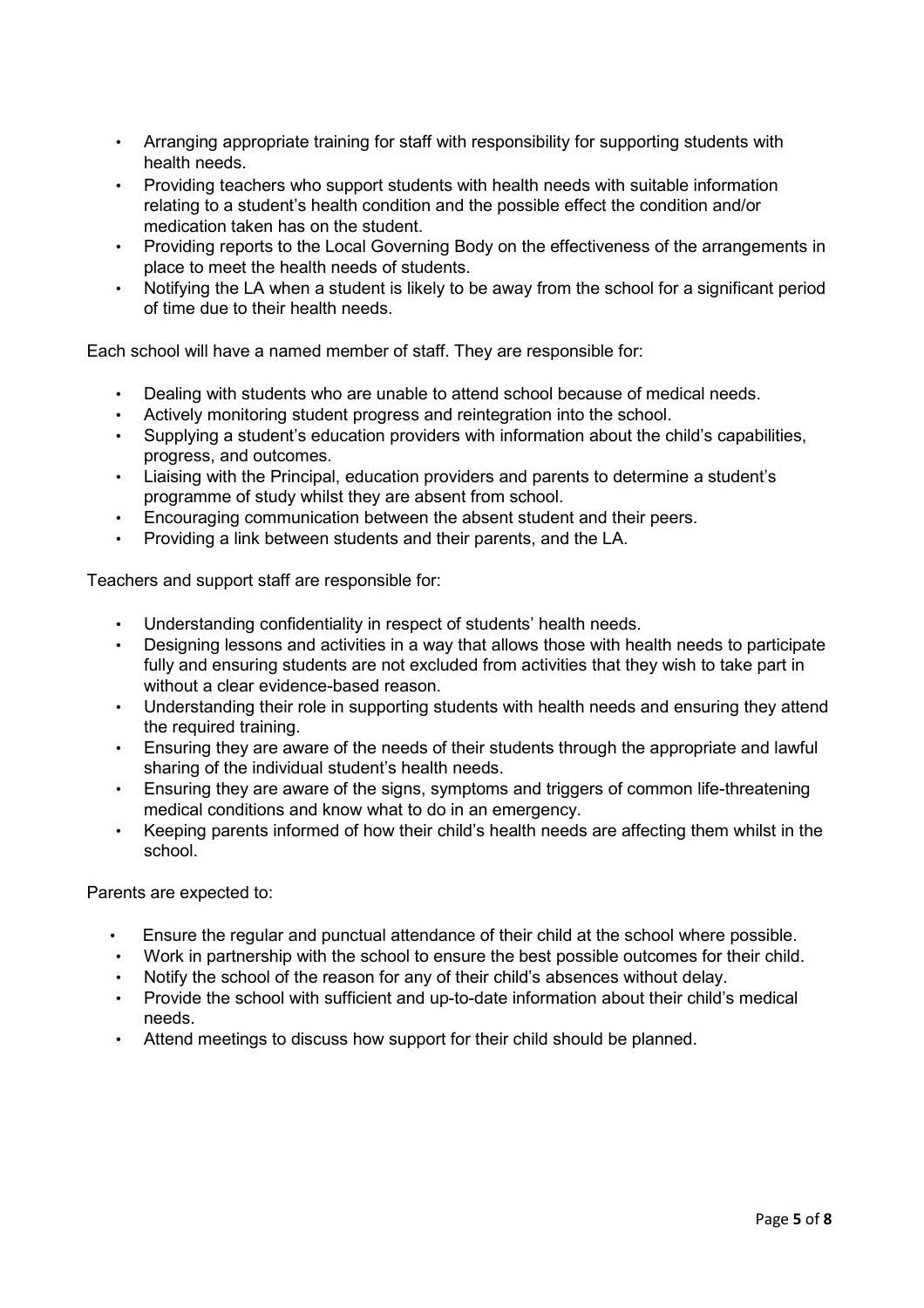- Arranging appropriate training for staff with responsibility for supporting students with health needs.
- Providing teachers who support students with health needs with suitable information relating to a student's health condition and the possible effect the condition and/or medication taken has on the student.
- Providing reports to the Local Governing Body on the effectiveness of the arrangements in place to meet the health needs of students.
- Notifying the LA when a student is likely to be away from the school for a significant period of time due to their health needs.

Each school will have a named member of staff. They are responsible for:

- Dealing with students who are unable to attend school because of medical needs.
- Actively monitoring student progress and reintegration into the school.
- Supplying a student's education providers with information about the child's capabilities, progress, and outcomes.
- Liaising with the Principal, education providers and parents to determine a student's programme of study whilst they are absent from school.
- Encouraging communication between the absent student and their peers.
- Providing a link between students and their parents, and the LA.

Teachers and support staff are responsible for:

- Understanding confidentiality in respect of students' health needs.
- Designing lessons and activities in a way that allows those with health needs to participate fully and ensuring students are not excluded from activities that they wish to take part in without a clear evidence-based reason.
- Understanding their role in supporting students with health needs and ensuring they attend the required training.
- Ensuring they are aware of the needs of their students through the appropriate and lawful sharing of the individual student's health needs.
- Ensuring they are aware of the signs, symptoms and triggers of common life-threatening medical conditions and know what to do in an emergency.
- Keeping parents informed of how their child's health needs are affecting them whilst in the school.

Parents are expected to:

- Ensure the regular and punctual attendance of their child at the school where possible.
- Work in partnership with the school to ensure the best possible outcomes for their child.
- Notify the school of the reason for any of their child's absences without delay.
- Provide the school with sufficient and up-to-date information about their child's medical needs.
- Attend meetings to discuss how support for their child should be planned.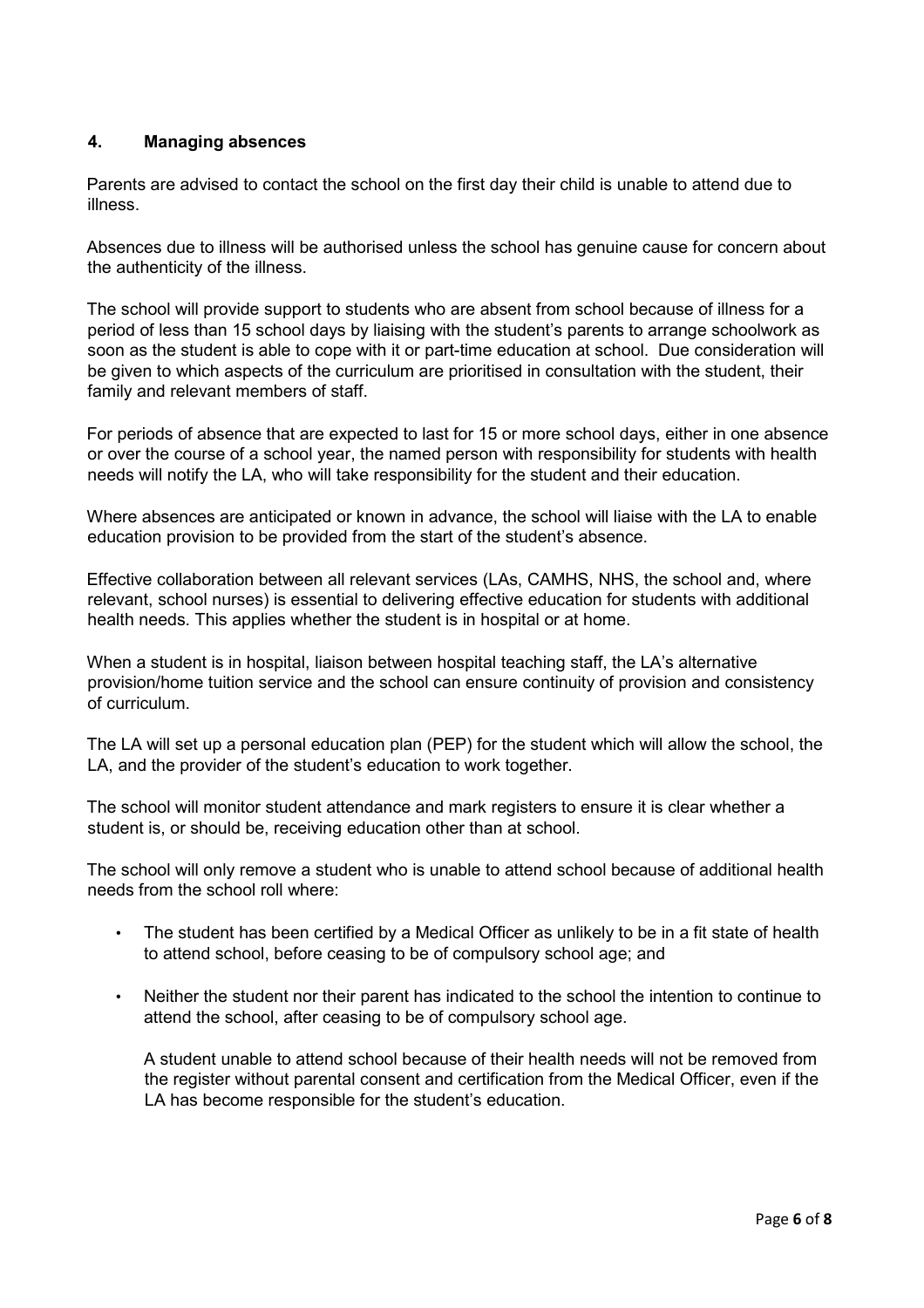## 4. Managing absences

Parents are advised to contact the school on the first day their child is unable to attend due to illness.

Absences due to illness will be authorised unless the school has genuine cause for concern about the authenticity of the illness.

The school will provide support to students who are absent from school because of illness for a period of less than 15 school days by liaising with the student's parents to arrange schoolwork as soon as the student is able to cope with it or part-time education at school. Due consideration will be given to which aspects of the curriculum are prioritised in consultation with the student, their family and relevant members of staff.

For periods of absence that are expected to last for 15 or more school days, either in one absence or over the course of a school year, the named person with responsibility for students with health needs will notify the LA, who will take responsibility for the student and their education.

Where absences are anticipated or known in advance, the school will liaise with the LA to enable education provision to be provided from the start of the student's absence.

Effective collaboration between all relevant services (LAs, CAMHS, NHS, the school and, where relevant, school nurses) is essential to delivering effective education for students with additional health needs. This applies whether the student is in hospital or at home.

When a student is in hospital, liaison between hospital teaching staff, the LA's alternative provision/home tuition service and the school can ensure continuity of provision and consistency of curriculum.

The LA will set up a personal education plan (PEP) for the student which will allow the school, the LA, and the provider of the student's education to work together.

The school will monitor student attendance and mark registers to ensure it is clear whether a student is, or should be, receiving education other than at school.

The school will only remove a student who is unable to attend school because of additional health needs from the school roll where:

- The student has been certified by a Medical Officer as unlikely to be in a fit state of health to attend school, before ceasing to be of compulsory school age; and
- Neither the student nor their parent has indicated to the school the intention to continue to attend the school, after ceasing to be of compulsory school age.

  A student unable to attend school because of their health needs will not be removed from the register without parental consent and certification from the Medical Officer, even if the LA has become responsible for the student's education.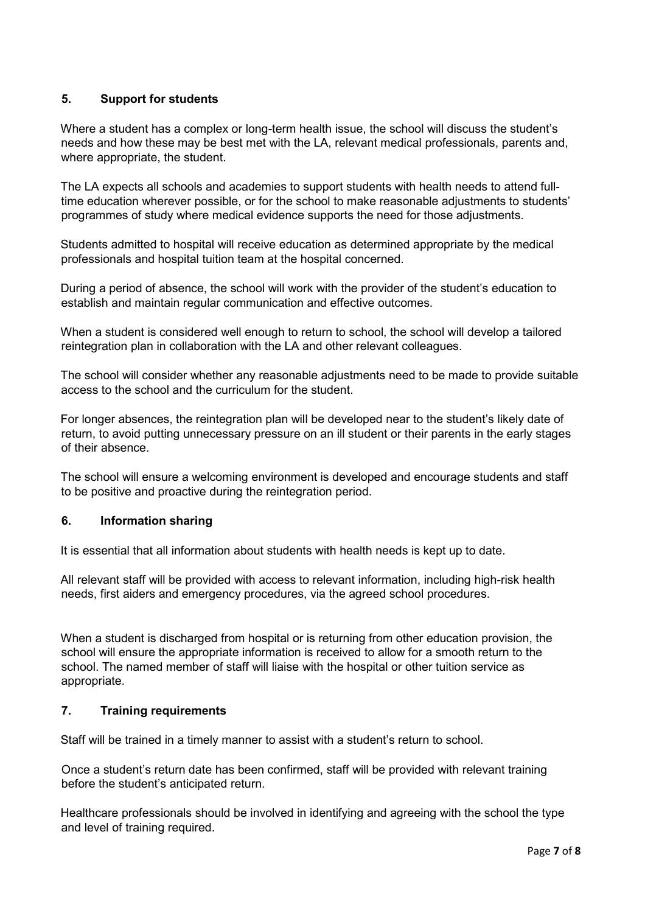## 5. Support for students

Where a student has a complex or long-term health issue, the school will discuss the student's needs and how these may be best met with the LA, relevant medical professionals, parents and, where appropriate, the student.

The LA expects all schools and academies to support students with health needs to attend full-time education wherever possible, or for the school to make reasonable adjustments to students' programmes of study where medical evidence supports the need for those adjustments.

Students admitted to hospital will receive education as determined appropriate by the medical professionals and hospital tuition team at the hospital concerned.

During a period of absence, the school will work with the provider of the student's education to establish and maintain regular communication and effective outcomes.

When a student is considered well enough to return to school, the school will develop a tailored reintegration plan in collaboration with the LA and other relevant colleagues.

The school will consider whether any reasonable adjustments need to be made to provide suitable access to the school and the curriculum for the student.

For longer absences, the reintegration plan will be developed near to the student's likely date of return, to avoid putting unnecessary pressure on an ill student or their parents in the early stages of their absence.

The school will ensure a welcoming environment is developed and encourage students and staff to be positive and proactive during the reintegration period.

## 6. Information sharing

It is essential that all information about students with health needs is kept up to date.

All relevant staff will be provided with access to relevant information, including high-risk health needs, first aiders and emergency procedures, via the agreed school procedures.

When a student is discharged from hospital or is returning from other education provision, the school will ensure the appropriate information is received to allow for a smooth return to the school. The named member of staff will liaise with the hospital or other tuition service as appropriate.

## 7. Training requirements

Staff will be trained in a timely manner to assist with a student's return to school.

Once a student's return date has been confirmed, staff will be provided with relevant training before the student's anticipated return.

Healthcare professionals should be involved in identifying and agreeing with the school the type and level of training required.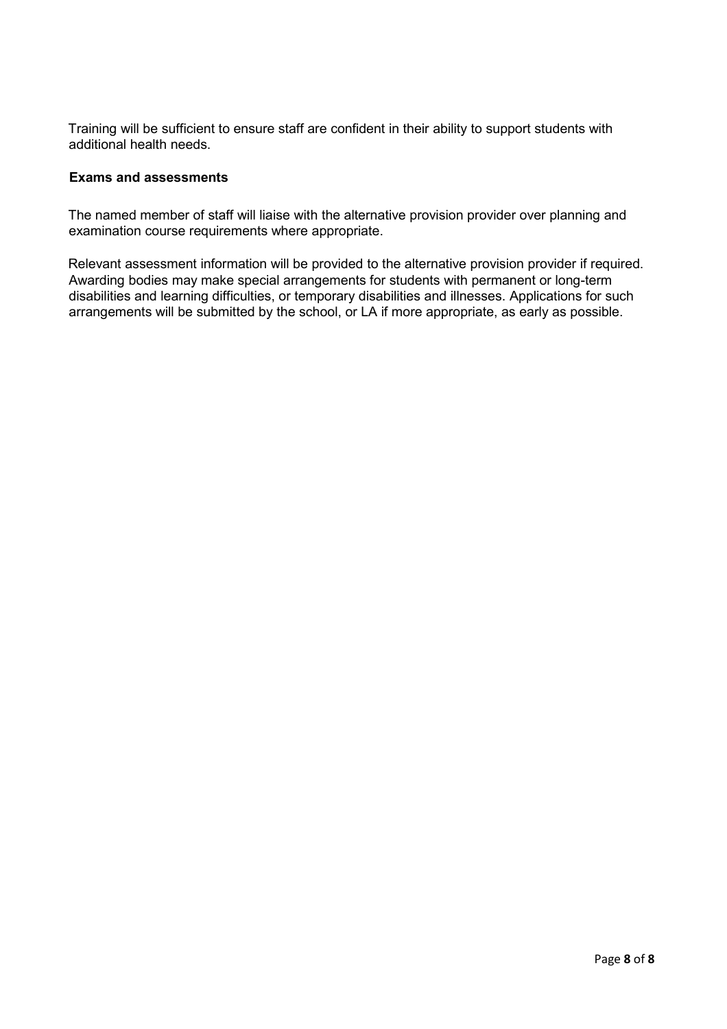Training will be sufficient to ensure staff are confident in their ability to support students with additional health needs.

**Exams and assessments**

The named member of staff will liaise with the alternative provision provider over planning and examination course requirements where appropriate.

Relevant assessment information will be provided to the alternative provision provider if required. Awarding bodies may make special arrangements for students with permanent or long-term disabilities and learning difficulties, or temporary disabilities and illnesses. Applications for such arrangements will be submitted by the school, or LA if more appropriate, as early as possible.